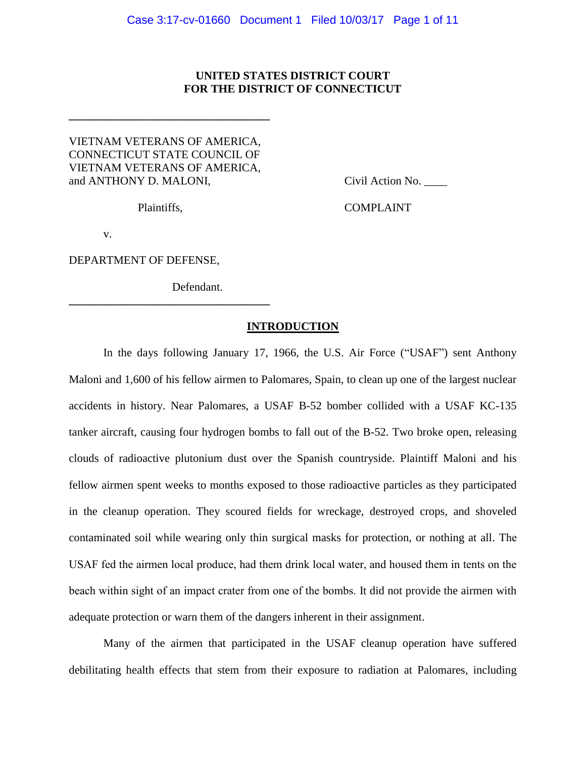**UNITED STATES DISTRICT COURT**
**FOR THE DISTRICT OF CONNECTICUT**

---

VIETNAM VETERANS OF AMERICA, CONNECTICUT STATE COUNCIL OF VIETNAM VETERANS OF AMERICA, and ANTHONY D. MALONI,

Plaintiffs,

v.

DEPARTMENT OF DEFENSE,

Defendant.

---

Civil Action No. ____

COMPLAINT

## INTRODUCTION

In the days following January 17, 1966, the U.S. Air Force ("USAF") sent Anthony Maloni and 1,600 of his fellow airmen to Palomares, Spain, to clean up one of the largest nuclear accidents in history. Near Palomares, a USAF B-52 bomber collided with a USAF KC-135 tanker aircraft, causing four hydrogen bombs to fall out of the B-52. Two broke open, releasing clouds of radioactive plutonium dust over the Spanish countryside. Plaintiff Maloni and his fellow airmen spent weeks to months exposed to those radioactive particles as they participated in the cleanup operation. They scoured fields for wreckage, destroyed crops, and shoveled contaminated soil while wearing only thin surgical masks for protection, or nothing at all. The USAF fed the airmen local produce, had them drink local water, and housed them in tents on the beach within sight of an impact crater from one of the bombs. It did not provide the airmen with adequate protection or warn them of the dangers inherent in their assignment.

Many of the airmen that participated in the USAF cleanup operation have suffered debilitating health effects that stem from their exposure to radiation at Palomares, including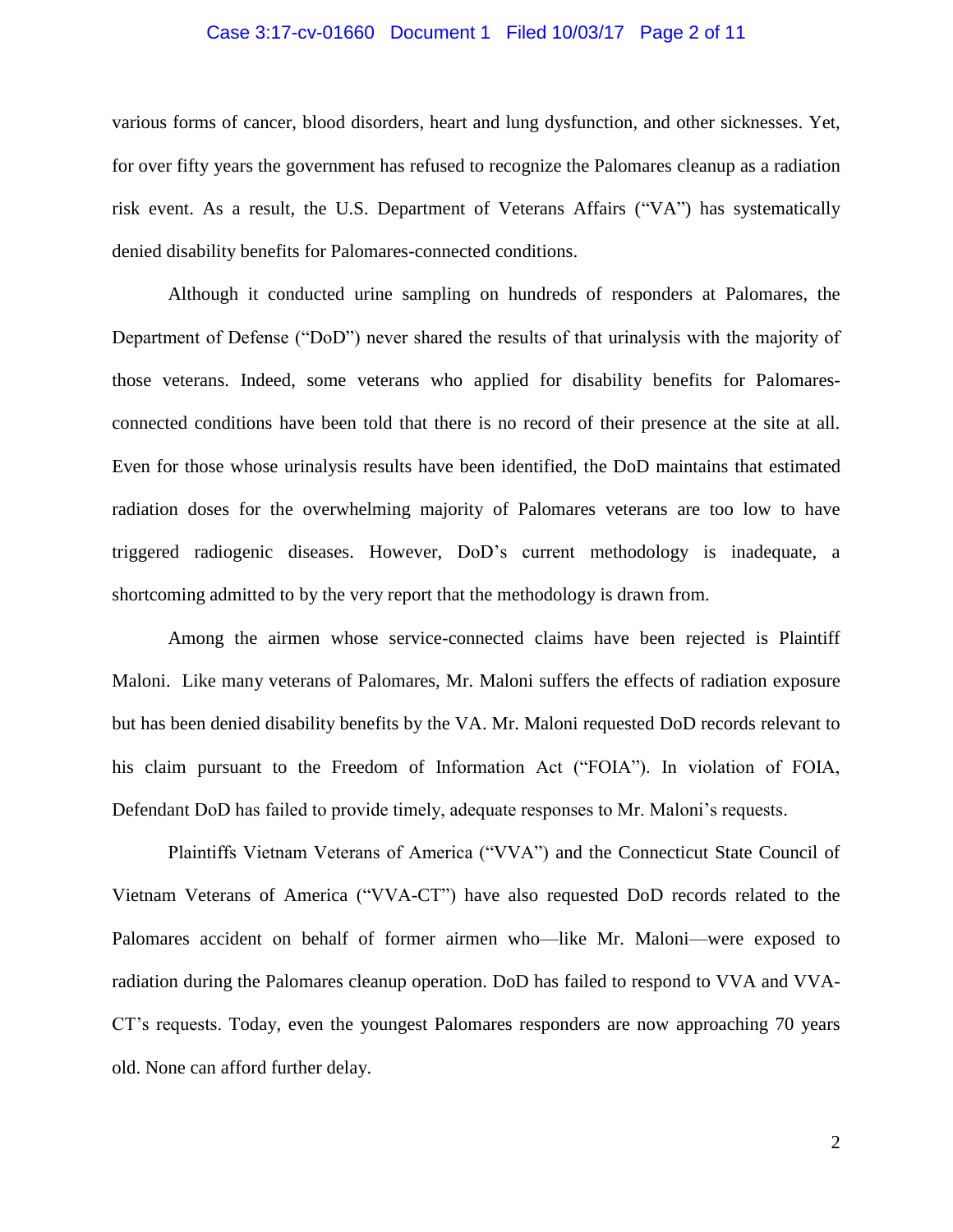various forms of cancer, blood disorders, heart and lung dysfunction, and other sicknesses. Yet, for over fifty years the government has refused to recognize the Palomares cleanup as a radiation risk event. As a result, the U.S. Department of Veterans Affairs ("VA") has systematically denied disability benefits for Palomares-connected conditions.

Although it conducted urine sampling on hundreds of responders at Palomares, the Department of Defense ("DoD") never shared the results of that urinalysis with the majority of those veterans. Indeed, some veterans who applied for disability benefits for Palomares-connected conditions have been told that there is no record of their presence at the site at all. Even for those whose urinalysis results have been identified, the DoD maintains that estimated radiation doses for the overwhelming majority of Palomares veterans are too low to have triggered radiogenic diseases. However, DoD's current methodology is inadequate, a shortcoming admitted to by the very report that the methodology is drawn from.

Among the airmen whose service-connected claims have been rejected is Plaintiff Maloni. Like many veterans of Palomares, Mr. Maloni suffers the effects of radiation exposure but has been denied disability benefits by the VA. Mr. Maloni requested DoD records relevant to his claim pursuant to the Freedom of Information Act ("FOIA"). In violation of FOIA, Defendant DoD has failed to provide timely, adequate responses to Mr. Maloni's requests.

Plaintiffs Vietnam Veterans of America ("VVA") and the Connecticut State Council of Vietnam Veterans of America ("VVA-CT") have also requested DoD records related to the Palomares accident on behalf of former airmen who—like Mr. Maloni—were exposed to radiation during the Palomares cleanup operation. DoD has failed to respond to VVA and VVA-CT's requests. Today, even the youngest Palomares responders are now approaching 70 years old. None can afford further delay.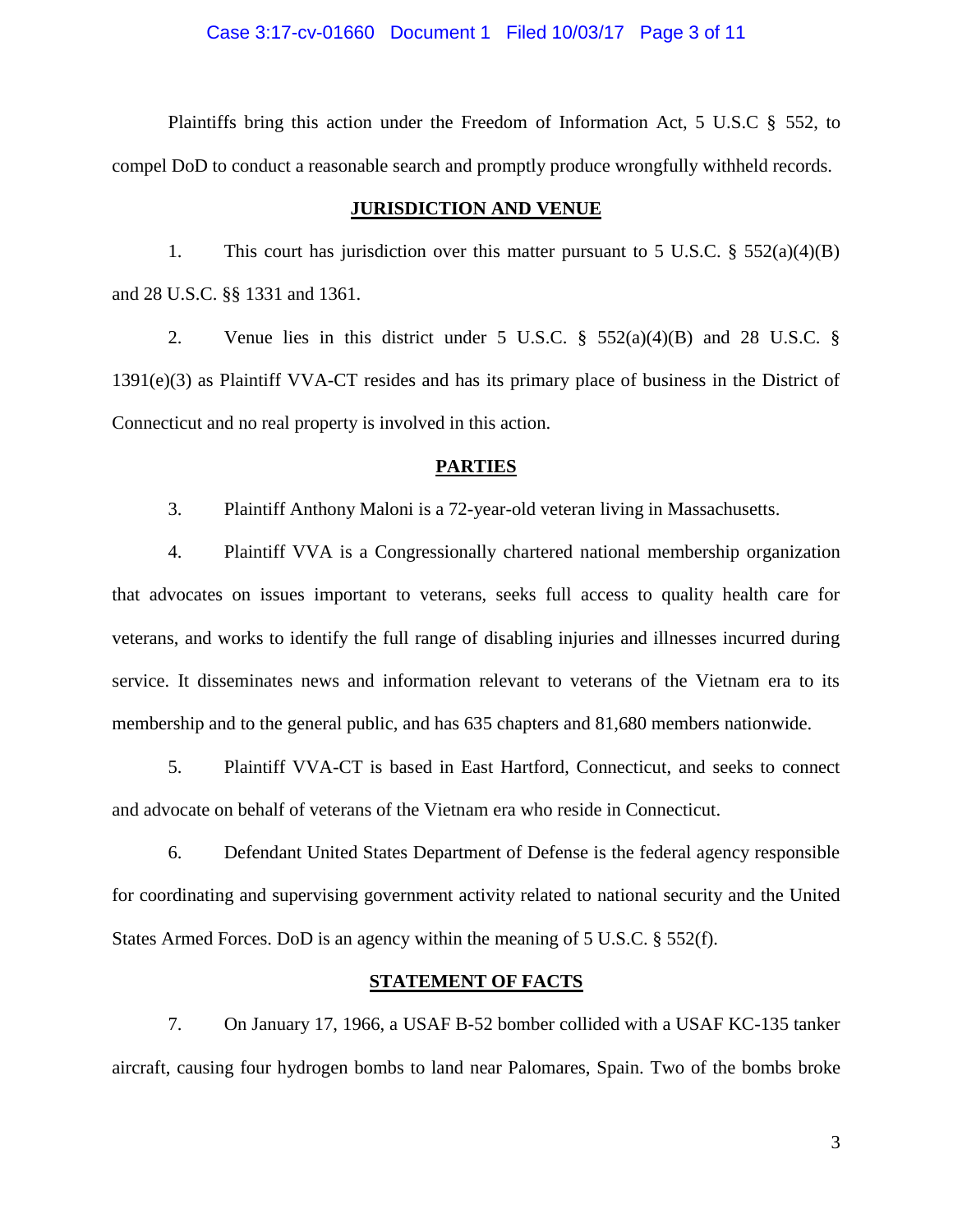Plaintiffs bring this action under the Freedom of Information Act, 5 U.S.C § 552, to compel DoD to conduct a reasonable search and promptly produce wrongfully withheld records.

## JURISDICTION AND VENUE

1. This court has jurisdiction over this matter pursuant to 5 U.S.C. § 552(a)(4)(B) and 28 U.S.C. §§ 1331 and 1361.

2. Venue lies in this district under 5 U.S.C. § 552(a)(4)(B) and 28 U.S.C. § 1391(e)(3) as Plaintiff VVA-CT resides and has its primary place of business in the District of Connecticut and no real property is involved in this action.

## PARTIES

3. Plaintiff Anthony Maloni is a 72-year-old veteran living in Massachusetts.

4. Plaintiff VVA is a Congressionally chartered national membership organization that advocates on issues important to veterans, seeks full access to quality health care for veterans, and works to identify the full range of disabling injuries and illnesses incurred during service. It disseminates news and information relevant to veterans of the Vietnam era to its membership and to the general public, and has 635 chapters and 81,680 members nationwide.

5. Plaintiff VVA-CT is based in East Hartford, Connecticut, and seeks to connect and advocate on behalf of veterans of the Vietnam era who reside in Connecticut.

6. Defendant United States Department of Defense is the federal agency responsible for coordinating and supervising government activity related to national security and the United States Armed Forces. DoD is an agency within the meaning of 5 U.S.C. § 552(f).

## STATEMENT OF FACTS

7. On January 17, 1966, a USAF B-52 bomber collided with a USAF KC-135 tanker aircraft, causing four hydrogen bombs to land near Palomares, Spain. Two of the bombs broke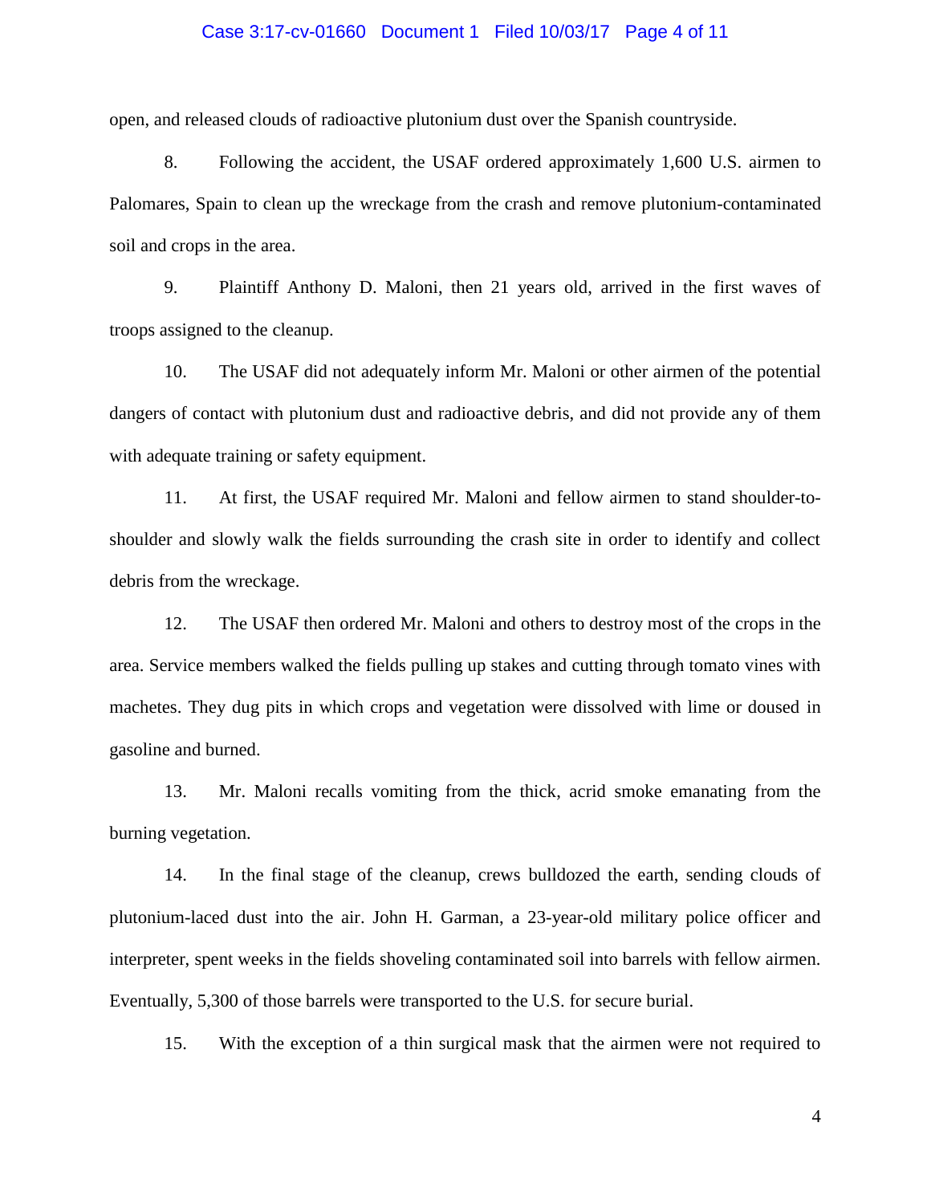open, and released clouds of radioactive plutonium dust over the Spanish countryside.

8. Following the accident, the USAF ordered approximately 1,600 U.S. airmen to Palomares, Spain to clean up the wreckage from the crash and remove plutonium-contaminated soil and crops in the area.

9. Plaintiff Anthony D. Maloni, then 21 years old, arrived in the first waves of troops assigned to the cleanup.

10. The USAF did not adequately inform Mr. Maloni or other airmen of the potential dangers of contact with plutonium dust and radioactive debris, and did not provide any of them with adequate training or safety equipment.

11. At first, the USAF required Mr. Maloni and fellow airmen to stand shoulder-to-shoulder and slowly walk the fields surrounding the crash site in order to identify and collect debris from the wreckage.

12. The USAF then ordered Mr. Maloni and others to destroy most of the crops in the area. Service members walked the fields pulling up stakes and cutting through tomato vines with machetes. They dug pits in which crops and vegetation were dissolved with lime or doused in gasoline and burned.

13. Mr. Maloni recalls vomiting from the thick, acrid smoke emanating from the burning vegetation.

14. In the final stage of the cleanup, crews bulldozed the earth, sending clouds of plutonium-laced dust into the air. John H. Garman, a 23-year-old military police officer and interpreter, spent weeks in the fields shoveling contaminated soil into barrels with fellow airmen. Eventually, 5,300 of those barrels were transported to the U.S. for secure burial.

15. With the exception of a thin surgical mask that the airmen were not required to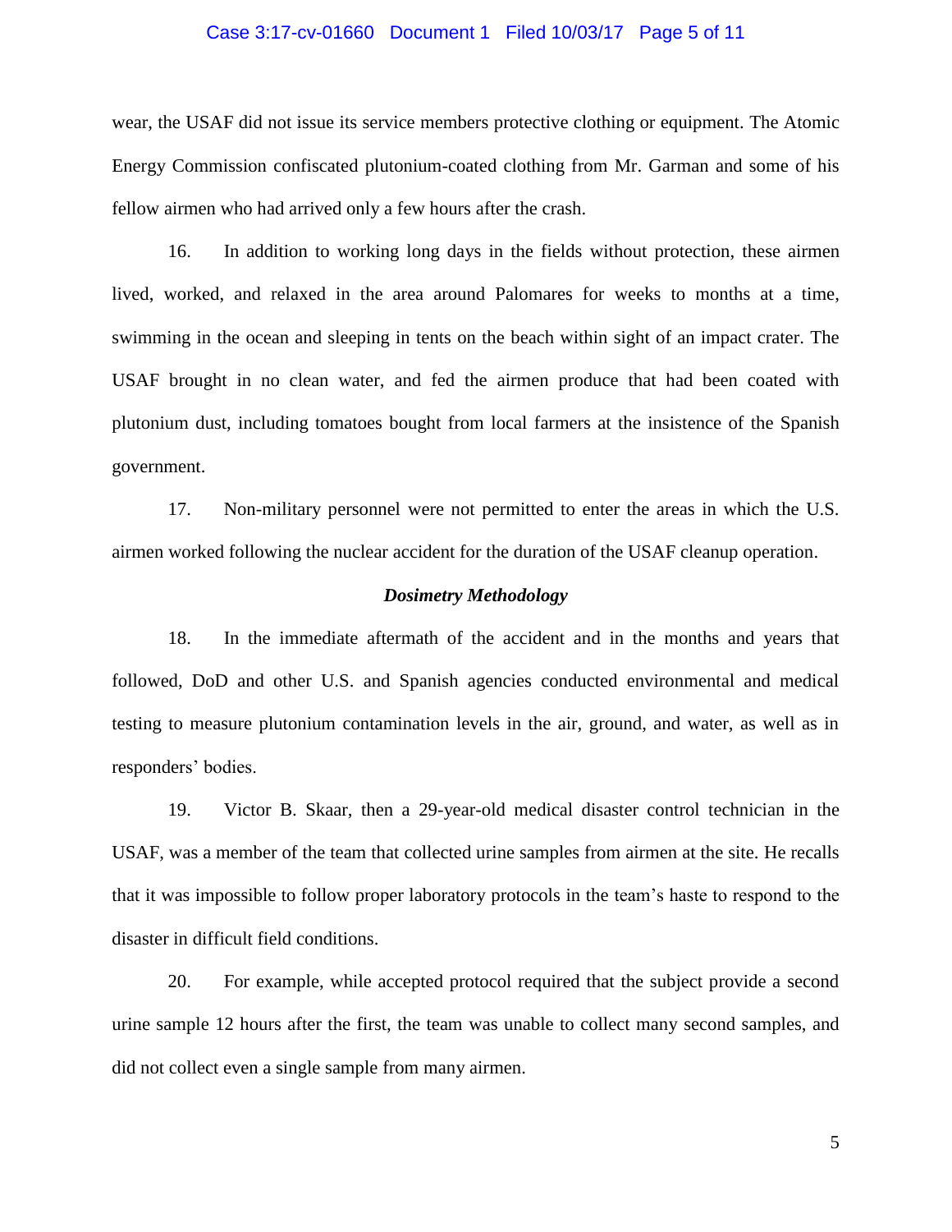wear, the USAF did not issue its service members protective clothing or equipment. The Atomic Energy Commission confiscated plutonium-coated clothing from Mr. Garman and some of his fellow airmen who had arrived only a few hours after the crash.

16. In addition to working long days in the fields without protection, these airmen lived, worked, and relaxed in the area around Palomares for weeks to months at a time, swimming in the ocean and sleeping in tents on the beach within sight of an impact crater. The USAF brought in no clean water, and fed the airmen produce that had been coated with plutonium dust, including tomatoes bought from local farmers at the insistence of the Spanish government.

17. Non-military personnel were not permitted to enter the areas in which the U.S. airmen worked following the nuclear accident for the duration of the USAF cleanup operation.

***Dosimetry Methodology***

18. In the immediate aftermath of the accident and in the months and years that followed, DoD and other U.S. and Spanish agencies conducted environmental and medical testing to measure plutonium contamination levels in the air, ground, and water, as well as in responders' bodies.

19. Victor B. Skaar, then a 29-year-old medical disaster control technician in the USAF, was a member of the team that collected urine samples from airmen at the site. He recalls that it was impossible to follow proper laboratory protocols in the team's haste to respond to the disaster in difficult field conditions.

20. For example, while accepted protocol required that the subject provide a second urine sample 12 hours after the first, the team was unable to collect many second samples, and did not collect even a single sample from many airmen.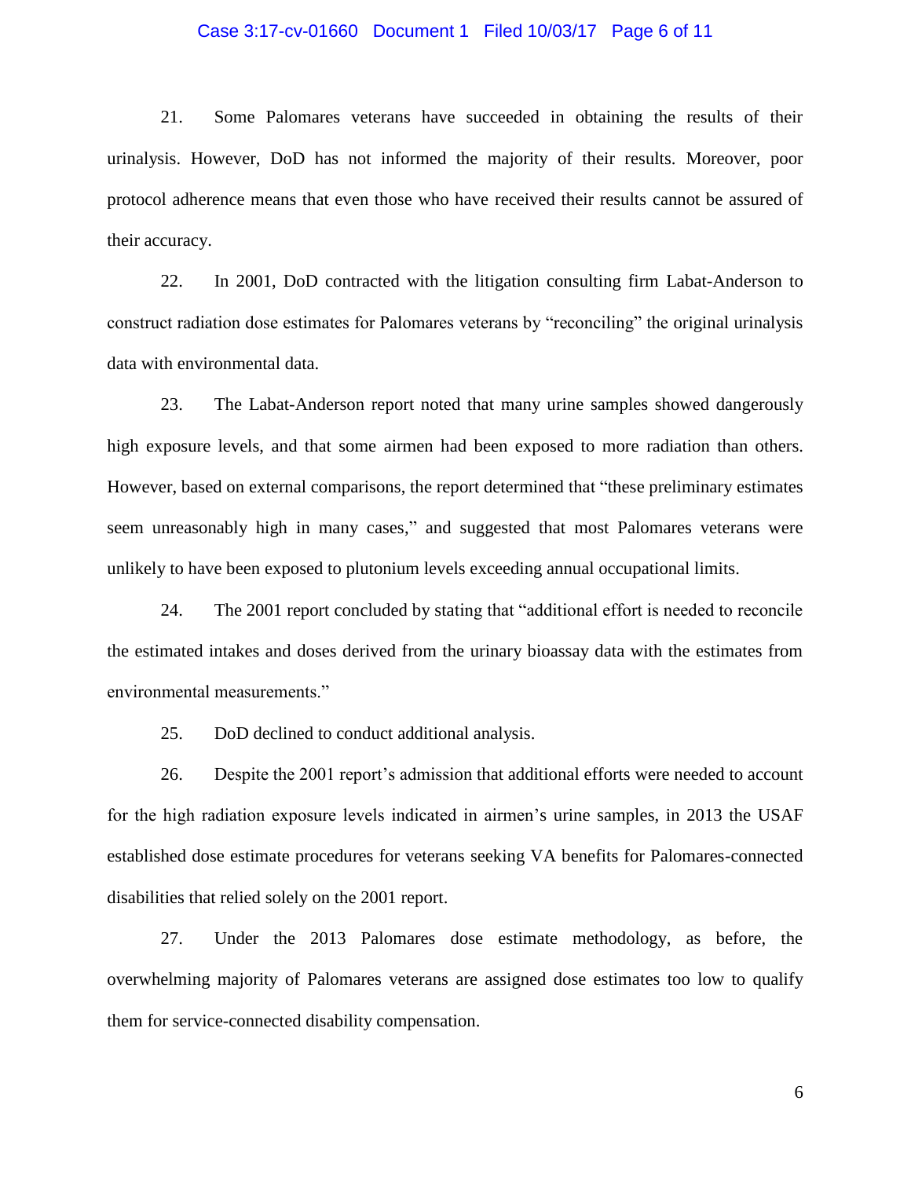21. Some Palomares veterans have succeeded in obtaining the results of their urinalysis. However, DoD has not informed the majority of their results. Moreover, poor protocol adherence means that even those who have received their results cannot be assured of their accuracy.

22. In 2001, DoD contracted with the litigation consulting firm Labat-Anderson to construct radiation dose estimates for Palomares veterans by "reconciling" the original urinalysis data with environmental data.

23. The Labat-Anderson report noted that many urine samples showed dangerously high exposure levels, and that some airmen had been exposed to more radiation than others. However, based on external comparisons, the report determined that "these preliminary estimates seem unreasonably high in many cases," and suggested that most Palomares veterans were unlikely to have been exposed to plutonium levels exceeding annual occupational limits.

24. The 2001 report concluded by stating that "additional effort is needed to reconcile the estimated intakes and doses derived from the urinary bioassay data with the estimates from environmental measurements."

25. DoD declined to conduct additional analysis.

26. Despite the 2001 report's admission that additional efforts were needed to account for the high radiation exposure levels indicated in airmen's urine samples, in 2013 the USAF established dose estimate procedures for veterans seeking VA benefits for Palomares-connected disabilities that relied solely on the 2001 report.

27. Under the 2013 Palomares dose estimate methodology, as before, the overwhelming majority of Palomares veterans are assigned dose estimates too low to qualify them for service-connected disability compensation.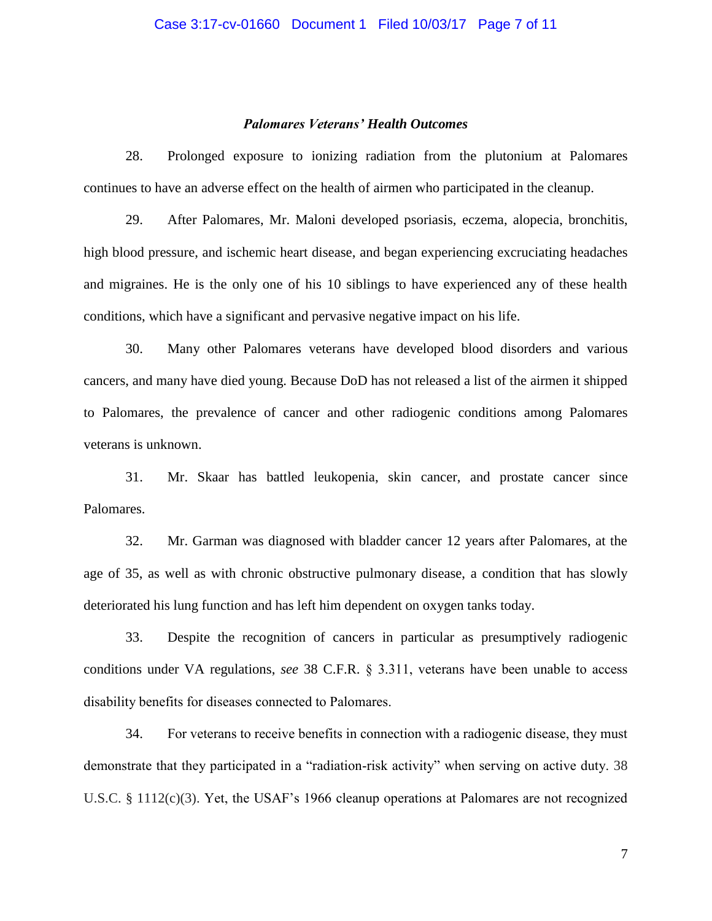### *Palomares Veterans' Health Outcomes*

28. Prolonged exposure to ionizing radiation from the plutonium at Palomares continues to have an adverse effect on the health of airmen who participated in the cleanup.

29. After Palomares, Mr. Maloni developed psoriasis, eczema, alopecia, bronchitis, high blood pressure, and ischemic heart disease, and began experiencing excruciating headaches and migraines. He is the only one of his 10 siblings to have experienced any of these health conditions, which have a significant and pervasive negative impact on his life.

30. Many other Palomares veterans have developed blood disorders and various cancers, and many have died young. Because DoD has not released a list of the airmen it shipped to Palomares, the prevalence of cancer and other radiogenic conditions among Palomares veterans is unknown.

31. Mr. Skaar has battled leukopenia, skin cancer, and prostate cancer since Palomares.

32. Mr. Garman was diagnosed with bladder cancer 12 years after Palomares, at the age of 35, as well as with chronic obstructive pulmonary disease, a condition that has slowly deteriorated his lung function and has left him dependent on oxygen tanks today.

33. Despite the recognition of cancers in particular as presumptively radiogenic conditions under VA regulations, *see* 38 C.F.R. § 3.311, veterans have been unable to access disability benefits for diseases connected to Palomares.

34. For veterans to receive benefits in connection with a radiogenic disease, they must demonstrate that they participated in a "radiation-risk activity" when serving on active duty. 38 U.S.C. § 1112(c)(3). Yet, the USAF's 1966 cleanup operations at Palomares are not recognized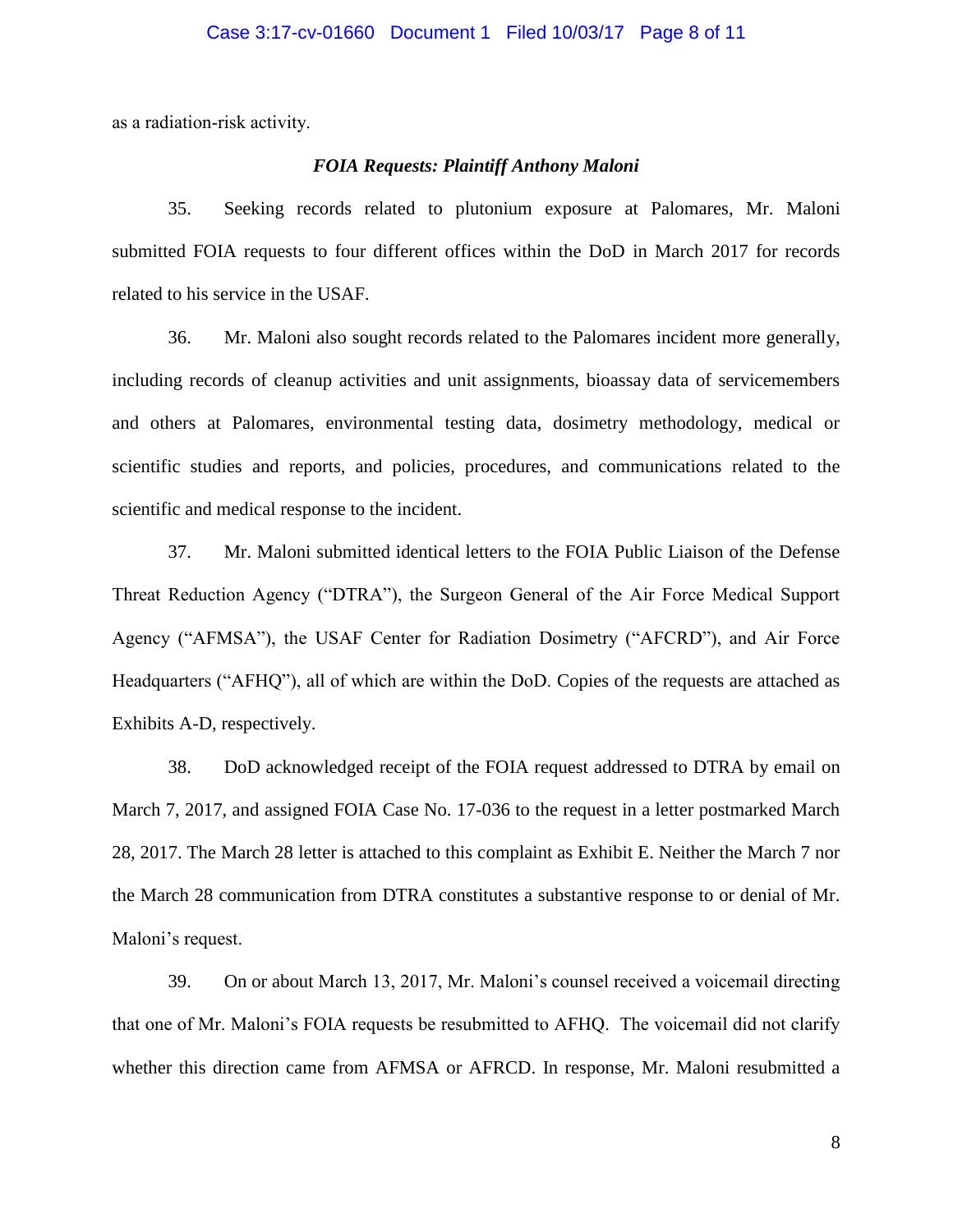as a radiation-risk activity.

### *FOIA Requests: Plaintiff Anthony Maloni*

35. Seeking records related to plutonium exposure at Palomares, Mr. Maloni submitted FOIA requests to four different offices within the DoD in March 2017 for records related to his service in the USAF.

36. Mr. Maloni also sought records related to the Palomares incident more generally, including records of cleanup activities and unit assignments, bioassay data of servicemembers and others at Palomares, environmental testing data, dosimetry methodology, medical or scientific studies and reports, and policies, procedures, and communications related to the scientific and medical response to the incident.

37. Mr. Maloni submitted identical letters to the FOIA Public Liaison of the Defense Threat Reduction Agency ("DTRA"), the Surgeon General of the Air Force Medical Support Agency ("AFMSA"), the USAF Center for Radiation Dosimetry ("AFCRD"), and Air Force Headquarters ("AFHQ"), all of which are within the DoD. Copies of the requests are attached as Exhibits A-D, respectively.

38. DoD acknowledged receipt of the FOIA request addressed to DTRA by email on March 7, 2017, and assigned FOIA Case No. 17-036 to the request in a letter postmarked March 28, 2017. The March 28 letter is attached to this complaint as Exhibit E. Neither the March 7 nor the March 28 communication from DTRA constitutes a substantive response to or denial of Mr. Maloni's request.

39. On or about March 13, 2017, Mr. Maloni's counsel received a voicemail directing that one of Mr. Maloni's FOIA requests be resubmitted to AFHQ. The voicemail did not clarify whether this direction came from AFMSA or AFRCD. In response, Mr. Maloni resubmitted a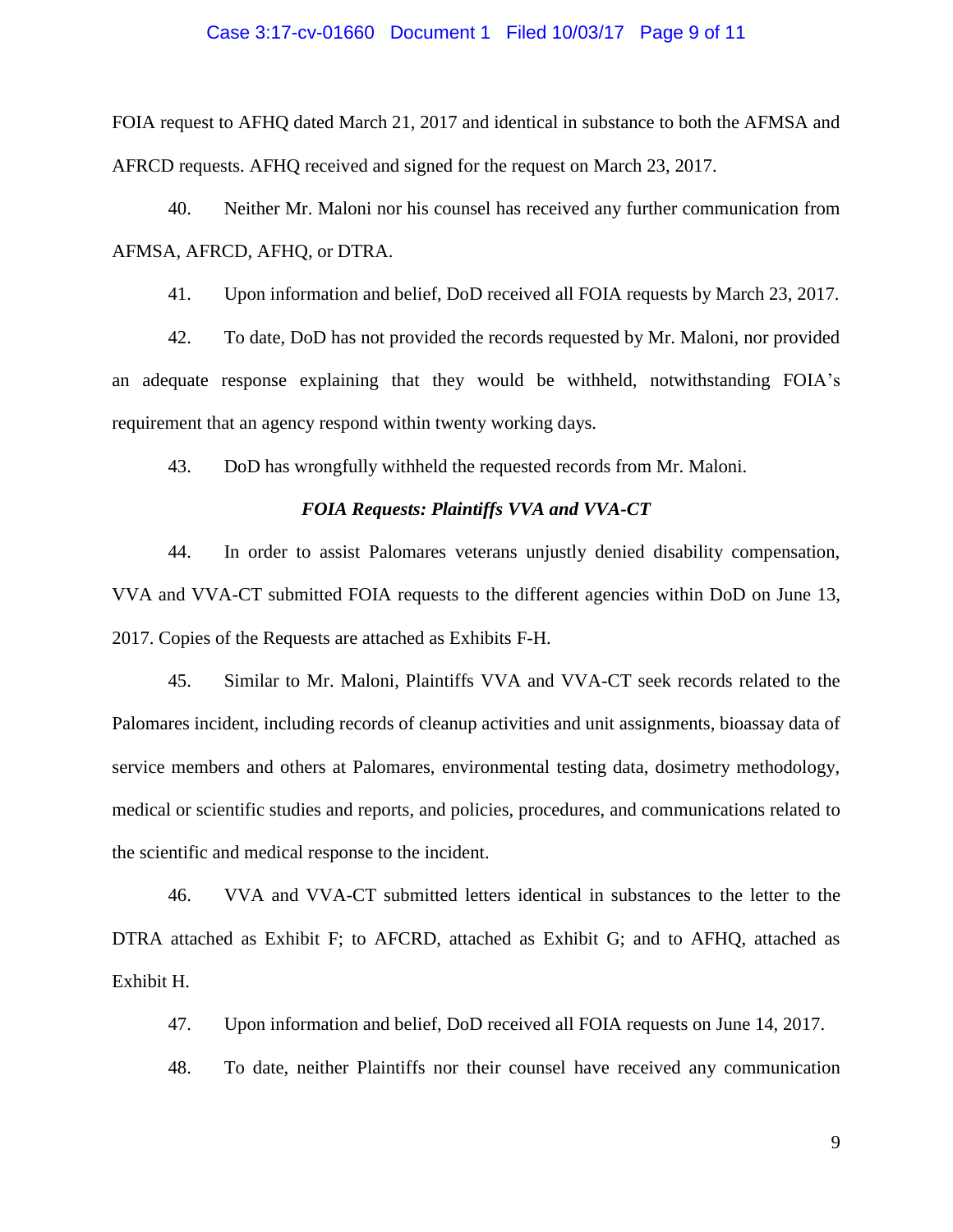FOIA request to AFHQ dated March 21, 2017 and identical in substance to both the AFMSA and AFRCD requests. AFHQ received and signed for the request on March 23, 2017.

40. Neither Mr. Maloni nor his counsel has received any further communication from AFMSA, AFRCD, AFHQ, or DTRA.

41. Upon information and belief, DoD received all FOIA requests by March 23, 2017.

42. To date, DoD has not provided the records requested by Mr. Maloni, nor provided an adequate response explaining that they would be withheld, notwithstanding FOIA's requirement that an agency respond within twenty working days.

43. DoD has wrongfully withheld the requested records from Mr. Maloni.

### *FOIA Requests: Plaintiffs VVA and VVA-CT*

44. In order to assist Palomares veterans unjustly denied disability compensation, VVA and VVA-CT submitted FOIA requests to the different agencies within DoD on June 13, 2017. Copies of the Requests are attached as Exhibits F-H.

45. Similar to Mr. Maloni, Plaintiffs VVA and VVA-CT seek records related to the Palomares incident, including records of cleanup activities and unit assignments, bioassay data of service members and others at Palomares, environmental testing data, dosimetry methodology, medical or scientific studies and reports, and policies, procedures, and communications related to the scientific and medical response to the incident.

46. VVA and VVA-CT submitted letters identical in substances to the letter to the DTRA attached as Exhibit F; to AFCRD, attached as Exhibit G; and to AFHQ, attached as Exhibit H.

47. Upon information and belief, DoD received all FOIA requests on June 14, 2017.

48. To date, neither Plaintiffs nor their counsel have received any communication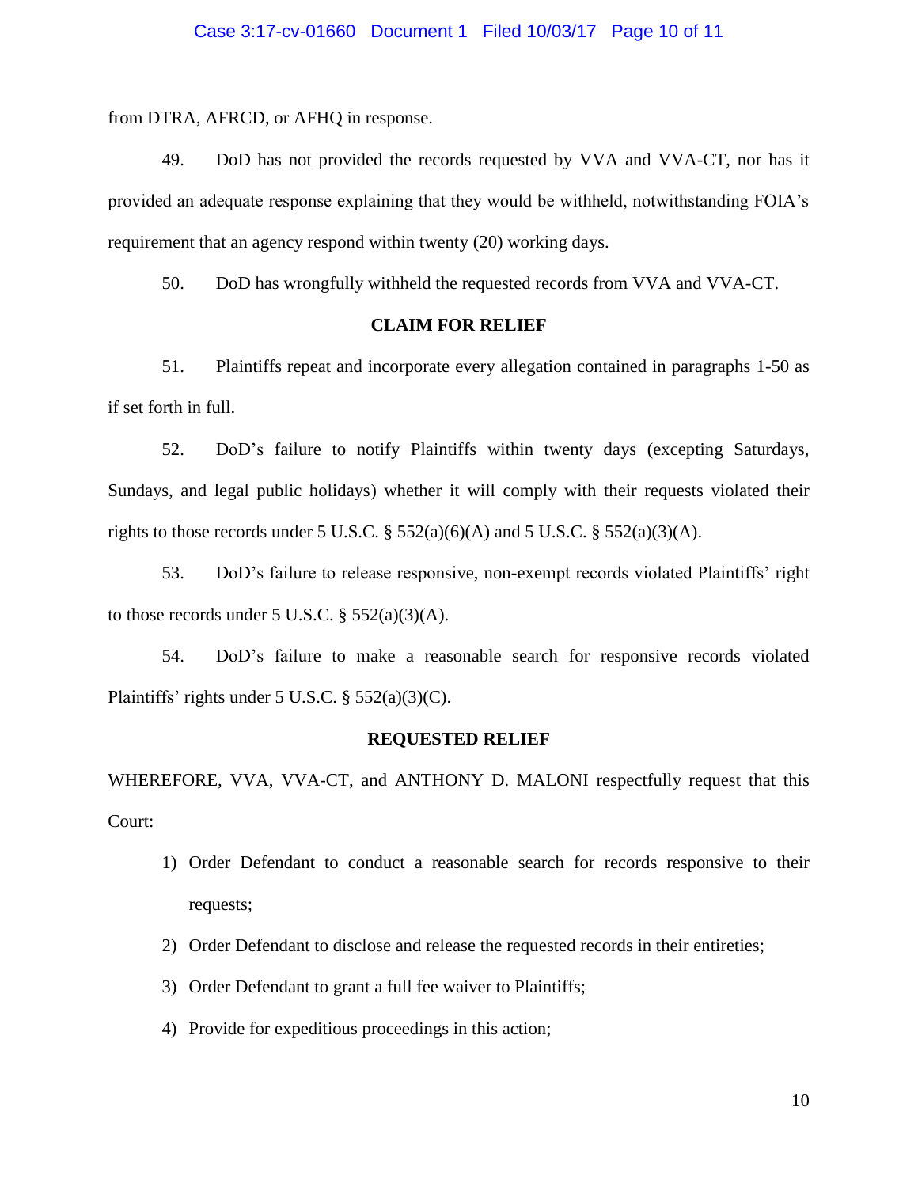from DTRA, AFRCD, or AFHQ in response.

49. DoD has not provided the records requested by VVA and VVA-CT, nor has it provided an adequate response explaining that they would be withheld, notwithstanding FOIA's requirement that an agency respond within twenty (20) working days.

50. DoD has wrongfully withheld the requested records from VVA and VVA-CT.

**CLAIM FOR RELIEF**

51. Plaintiffs repeat and incorporate every allegation contained in paragraphs 1-50 as if set forth in full.

52. DoD's failure to notify Plaintiffs within twenty days (excepting Saturdays, Sundays, and legal public holidays) whether it will comply with their requests violated their rights to those records under 5 U.S.C. § 552(a)(6)(A) and 5 U.S.C. § 552(a)(3)(A).

53. DoD's failure to release responsive, non-exempt records violated Plaintiffs' right to those records under 5 U.S.C. § 552(a)(3)(A).

54. DoD's failure to make a reasonable search for responsive records violated Plaintiffs' rights under 5 U.S.C. § 552(a)(3)(C).

**REQUESTED RELIEF**

WHEREFORE, VVA, VVA-CT, and ANTHONY D. MALONI respectfully request that this Court:

1) Order Defendant to conduct a reasonable search for records responsive to their requests;
2) Order Defendant to disclose and release the requested records in their entireties;
3) Order Defendant to grant a full fee waiver to Plaintiffs;
4) Provide for expeditious proceedings in this action;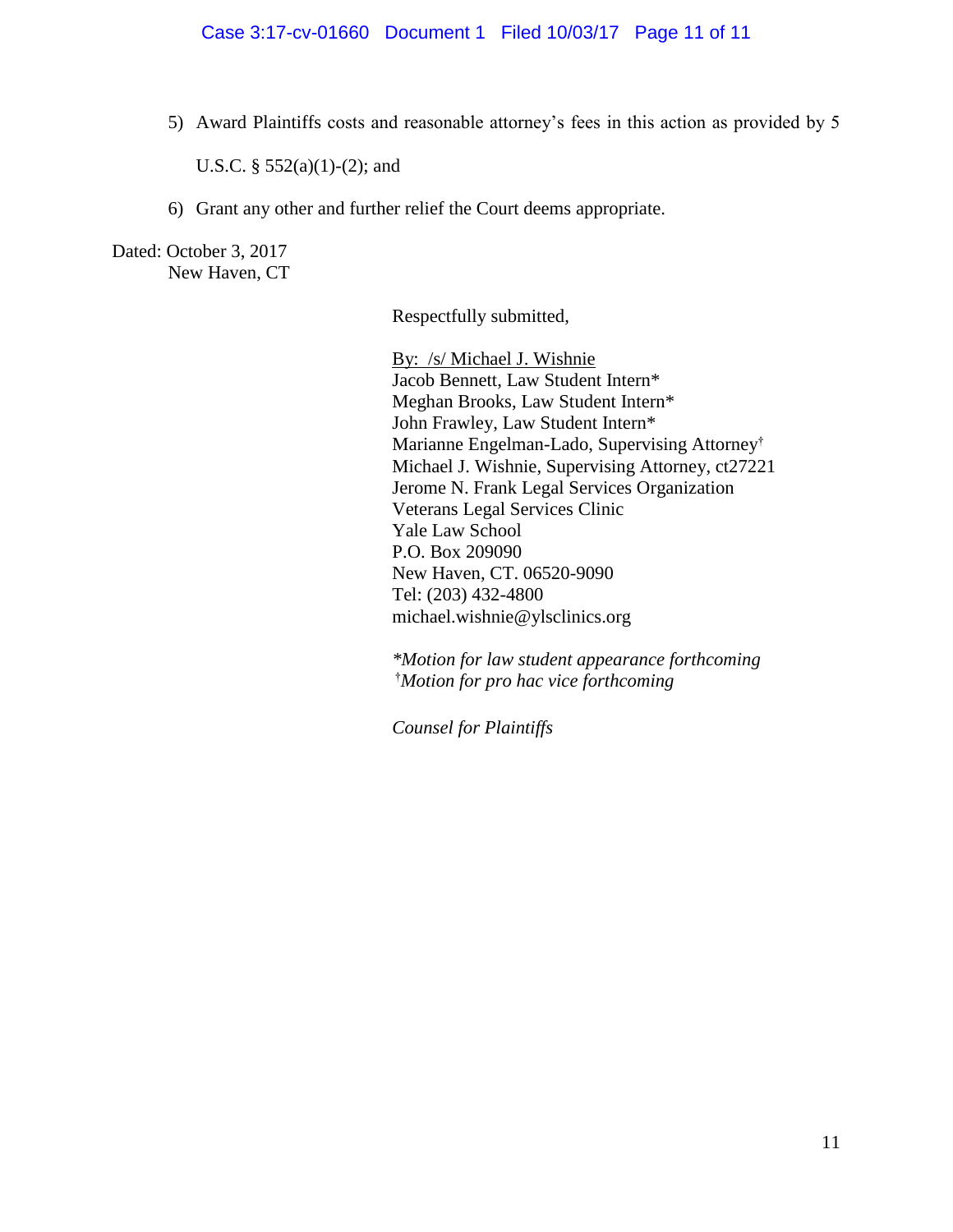5) Award Plaintiffs costs and reasonable attorney's fees in this action as provided by 5 U.S.C. § 552(a)(1)-(2); and

6) Grant any other and further relief the Court deems appropriate.

Dated: October 3, 2017
New Haven, CT

Respectfully submitted,

By: /s/ Michael J. Wishnie
Jacob Bennett, Law Student Intern*
Meghan Brooks, Law Student Intern*
John Frawley, Law Student Intern*
Marianne Engelman-Lado, Supervising Attorney†
Michael J. Wishnie, Supervising Attorney, ct27221
Jerome N. Frank Legal Services Organization
Veterans Legal Services Clinic
Yale Law School
P.O. Box 209090
New Haven, CT. 06520-9090
Tel: (203) 432-4800
michael.wishnie@ylsclinics.org

*\*Motion for law student appearance forthcoming*
*†Motion for pro hac vice forthcoming*

*Counsel for Plaintiffs*